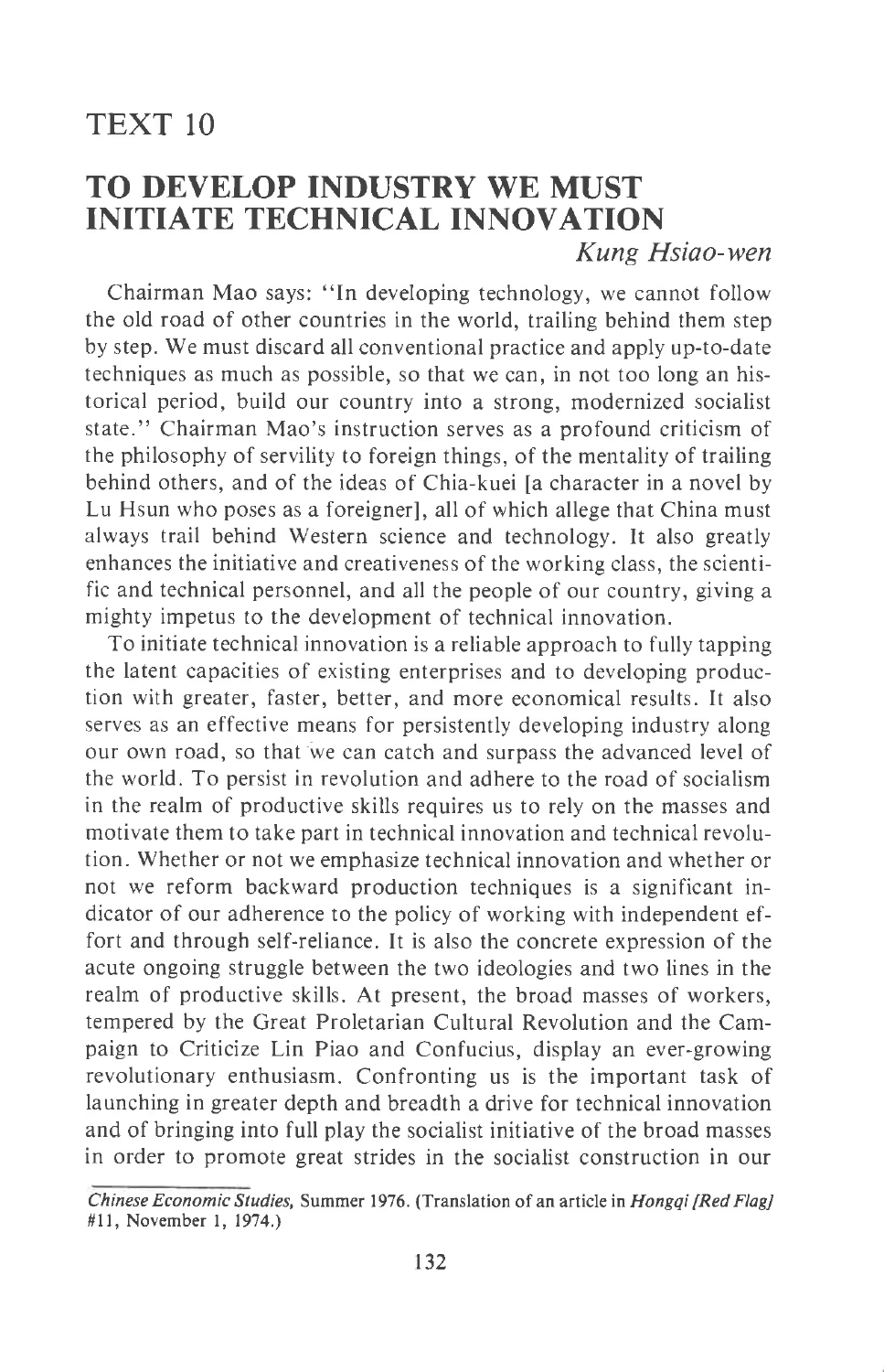# TEXT 10

## TO DEVELOP INDUSTRY WE MUST INITIATE TECHNICAL INNOVATION

*Kung Hsiao-wen*

Chairman Mao says: "In developing technology, we cannot follow the old road of other countries in the world, trailing behind them step by step. We must discard all conventional practice and apply up-to-date techniques as much as possible, so that we can, in not too long an historical period, build our country into a strong, modernized socialist state." Chairman Mao's instruction serves as a profound criticism of the philosophy of servility to foreign things, of the mentality of trailing behind others, and of the ideas of Chia-kuei [a character in a novel by Lu Hsun who poses as a foreigner], all of which allege that China must always trail behind Western science and technology. It also greatly enhances the initiative and creativeness of the working class, the scientific and technical personnel, and all the people of our country, giving a mighty impetus to the development of technical innovation.

To initiate technical innovation is a reliable approach to fully tapping the latent capacities of existing enterprises and to developing production with greater, faster, better, and more economical results. It also serves as an effective means for persistently developing industry along our own road, so that we can catch and surpass the advanced level of the world. To persist in revolution and adhere to the road of socialism in the realm of productive skills requires us to rely on the masses and motivate them to take part in technical innovation and technical revolution. Whether or not we emphasize technical innovation and whether or not we reform backward production techniques is a significant indicator of our adherence to the policy of working with independent effort and through self-reliance. It is also the concrete expression of the acute ongoing struggle between the two ideologies and two lines in the realm of productive skills. At present, the broad masses of workers, tempered by the Great Proletarian Cultural Revolution and the Campaign to Criticize Lin Piao and Confucius, display an ever-growing revolutionary enthusiasm. Confronting us is the important task of launching in greater depth and breadth a drive for technical innovation and of bringing into full play the socialist initiative of the broad masses in order to promote great strides in the socialist construction in our

---

*Chinese Economic Studies*, Summer 1976. (Translation of an article in *Hongqi [Red Flag]* #11, November 1, 1974.)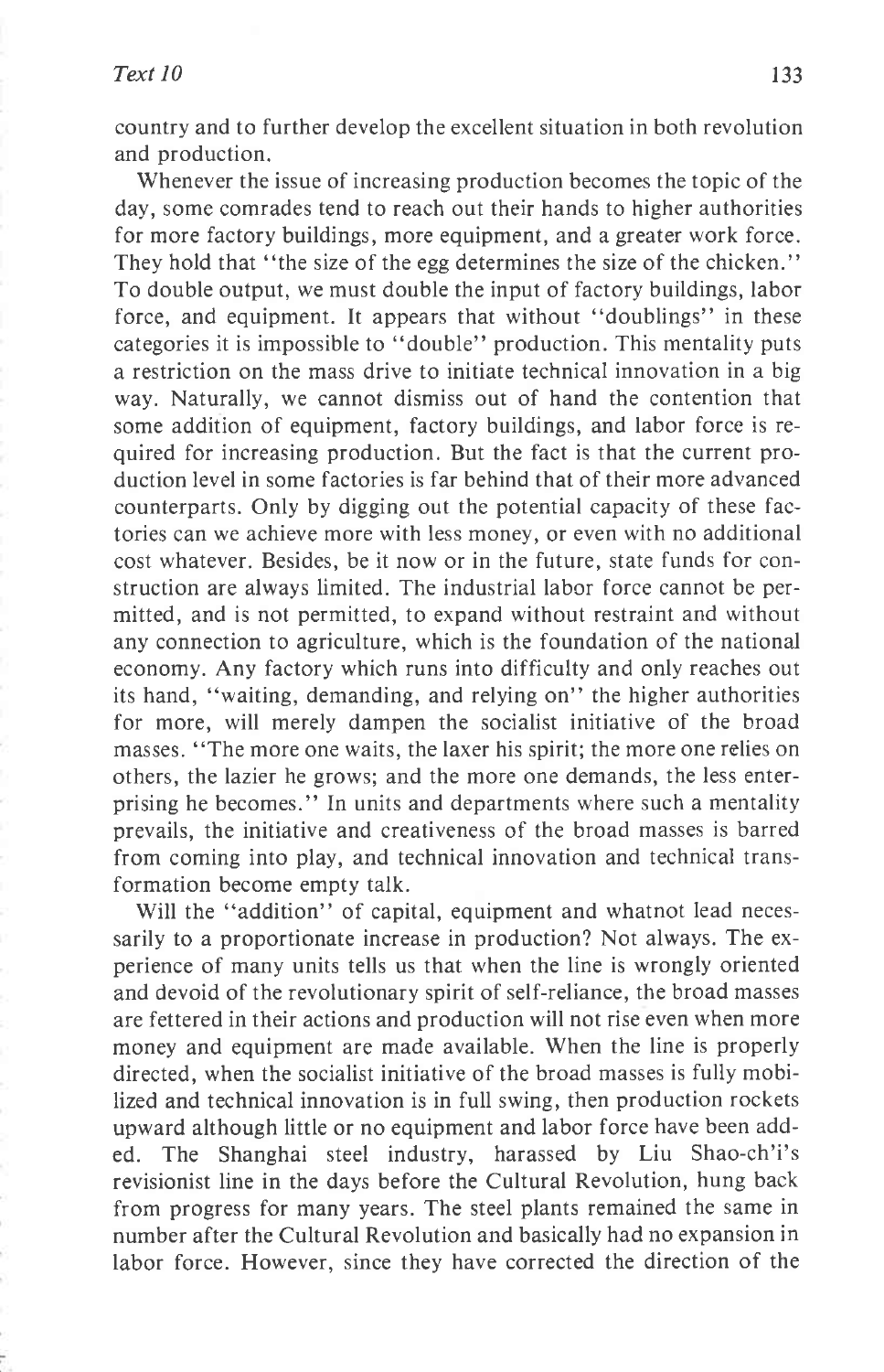country and to further develop the excellent situation in both revolution and production.

Whenever the issue of increasing production becomes the topic of the day, some comrades tend to reach out their hands to higher authorities for more factory buildings, more equipment, and a greater work force. They hold that "the size of the egg determines the size of the chicken." To double output, we must double the input of factory buildings, labor force, and equipment. It appears that without "doublings" in these categories it is impossible to "double" production. This mentality puts a restriction on the mass drive to initiate technical innovation in a big way. Naturally, we cannot dismiss out of hand the contention that some addition of equipment, factory buildings, and labor force is required for increasing production. But the fact is that the current production level in some factories is far behind that of their more advanced counterparts. Only by digging out the potential capacity of these factories can we achieve more with less money, or even with no additional cost whatever. Besides, be it now or in the future, state funds for construction are always limited. The industrial labor force cannot be permitted, and is not permitted, to expand without restraint and without any connection to agriculture, which is the foundation of the national economy. Any factory which runs into difficulty and only reaches out its hand, "waiting, demanding, and relying on" the higher authorities for more, will merely dampen the socialist initiative of the broad masses. "The more one waits, the laxer his spirit; the more one relies on others, the lazier he grows; and the more one demands, the less enterprising he becomes." In units and departments where such a mentality prevails, the initiative and creativeness of the broad masses is barred from coming into play, and technical innovation and technical transformation become empty talk.

Will the "addition" of capital, equipment and whatnot lead necessarily to a proportionate increase in production? Not always. The experience of many units tells us that when the line is wrongly oriented and devoid of the revolutionary spirit of self-reliance, the broad masses are fettered in their actions and production will not rise even when more money and equipment are made available. When the line is properly directed, when the socialist initiative of the broad masses is fully mobilized and technical innovation is in full swing, then production rockets upward although little or no equipment and labor force have been added. The Shanghai steel industry, harassed by Liu Shao-ch'i's revisionist line in the days before the Cultural Revolution, hung back from progress for many years. The steel plants remained the same in number after the Cultural Revolution and basically had no expansion in labor force. However, since they have corrected the direction of the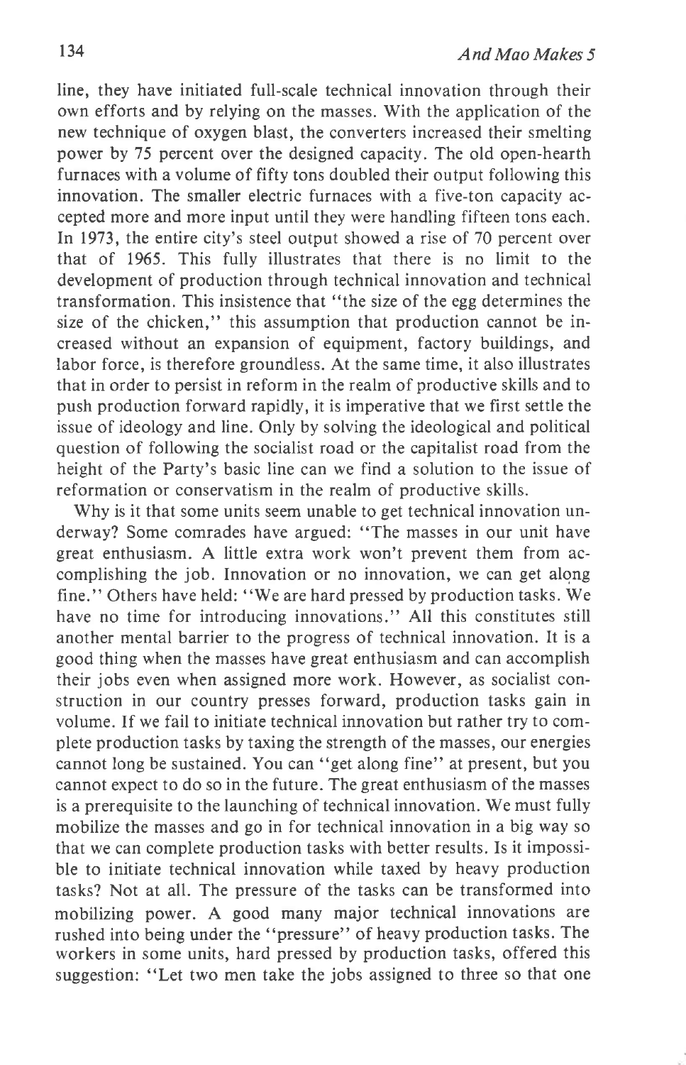line, they have initiated full-scale technical innovation through their own efforts and by relying on the masses. With the application of the new technique of oxygen blast, the converters increased their smelting power by 75 percent over the designed capacity. The old open-hearth furnaces with a volume of fifty tons doubled their output following this innovation. The smaller electric furnaces with a five-ton capacity accepted more and more input until they were handling fifteen tons each. In 1973, the entire city's steel output showed a rise of 70 percent over that of 1965. This fully illustrates that there is no limit to the development of production through technical innovation and technical transformation. This insistence that "the size of the egg determines the size of the chicken," this assumption that production cannot be increased without an expansion of equipment, factory buildings, and labor force, is therefore groundless. At the same time, it also illustrates that in order to persist in reform in the realm of productive skills and to push production forward rapidly, it is imperative that we first settle the issue of ideology and line. Only by solving the ideological and political question of following the socialist road or the capitalist road from the height of the Party's basic line can we find a solution to the issue of reformation or conservatism in the realm of productive skills.

Why is it that some units seem unable to get technical innovation underway? Some comrades have argued: "The masses in our unit have great enthusiasm. A little extra work won't prevent them from accomplishing the job. Innovation or no innovation, we can get along fine." Others have held: "We are hard pressed by production tasks. We have no time for introducing innovations." All this constitutes still another mental barrier to the progress of technical innovation. It is a good thing when the masses have great enthusiasm and can accomplish their jobs even when assigned more work. However, as socialist construction in our country presses forward, production tasks gain in volume. If we fail to initiate technical innovation but rather try to complete production tasks by taxing the strength of the masses, our energies cannot long be sustained. You can "get along fine" at present, but you cannot expect to do so in the future. The great enthusiasm of the masses is a prerequisite to the launching of technical innovation. We must fully mobilize the masses and go in for technical innovation in a big way so that we can complete production tasks with better results. Is it impossible to initiate technical innovation while taxed by heavy production tasks? Not at all. The pressure of the tasks can be transformed into mobilizing power. A good many major technical innovations are rushed into being under the "pressure" of heavy production tasks. The workers in some units, hard pressed by production tasks, offered this suggestion: "Let two men take the jobs assigned to three so that one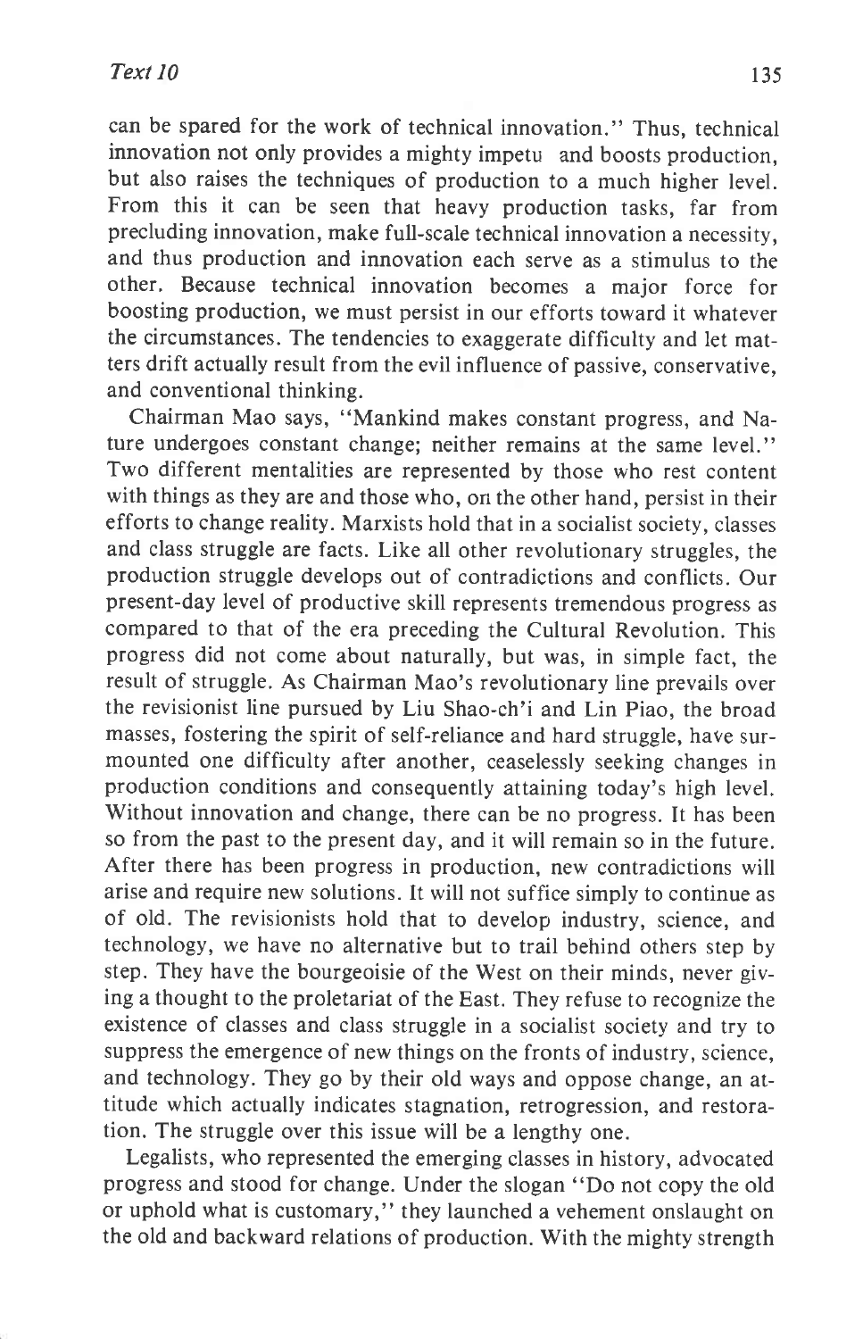can be spared for the work of technical innovation." Thus, technical innovation not only provides a mighty impetu and boosts production, but also raises the techniques of production to a much higher level. From this it can be seen that heavy production tasks, far from precluding innovation, make full-scale technical innovation a necessity, and thus production and innovation each serve as a stimulus to the other. Because technical innovation becomes a major force for boosting production, we must persist in our efforts toward it whatever the circumstances. The tendencies to exaggerate difficulty and let matters drift actually result from the evil influence of passive, conservative, and conventional thinking.

Chairman Mao says, "Mankind makes constant progress, and Nature undergoes constant change; neither remains at the same level." Two different mentalities are represented by those who rest content with things as they are and those who, on the other hand, persist in their efforts to change reality. Marxists hold that in a socialist society, classes and class struggle are facts. Like all other revolutionary struggles, the production struggle develops out of contradictions and conflicts. Our present-day level of productive skill represents tremendous progress as compared to that of the era preceding the Cultural Revolution. This progress did not come about naturally, but was, in simple fact, the result of struggle. As Chairman Mao's revolutionary line prevails over the revisionist line pursued by Liu Shao-ch'i and Lin Piao, the broad masses, fostering the spirit of self-reliance and hard struggle, have surmounted one difficulty after another, ceaselessly seeking changes in production conditions and consequently attaining today's high level. Without innovation and change, there can be no progress. It has been so from the past to the present day, and it will remain so in the future. After there has been progress in production, new contradictions will arise and require new solutions. It will not suffice simply to continue as of old. The revisionists hold that to develop industry, science, and technology, we have no alternative but to trail behind others step by step. They have the bourgeoisie of the West on their minds, never giving a thought to the proletariat of the East. They refuse to recognize the existence of classes and class struggle in a socialist society and try to suppress the emergence of new things on the fronts of industry, science, and technology. They go by their old ways and oppose change, an attitude which actually indicates stagnation, retrogression, and restoration. The struggle over this issue will be a lengthy one.

Legalists, who represented the emerging classes in history, advocated progress and stood for change. Under the slogan "Do not copy the old or uphold what is customary," they launched a vehement onslaught on the old and backward relations of production. With the mighty strength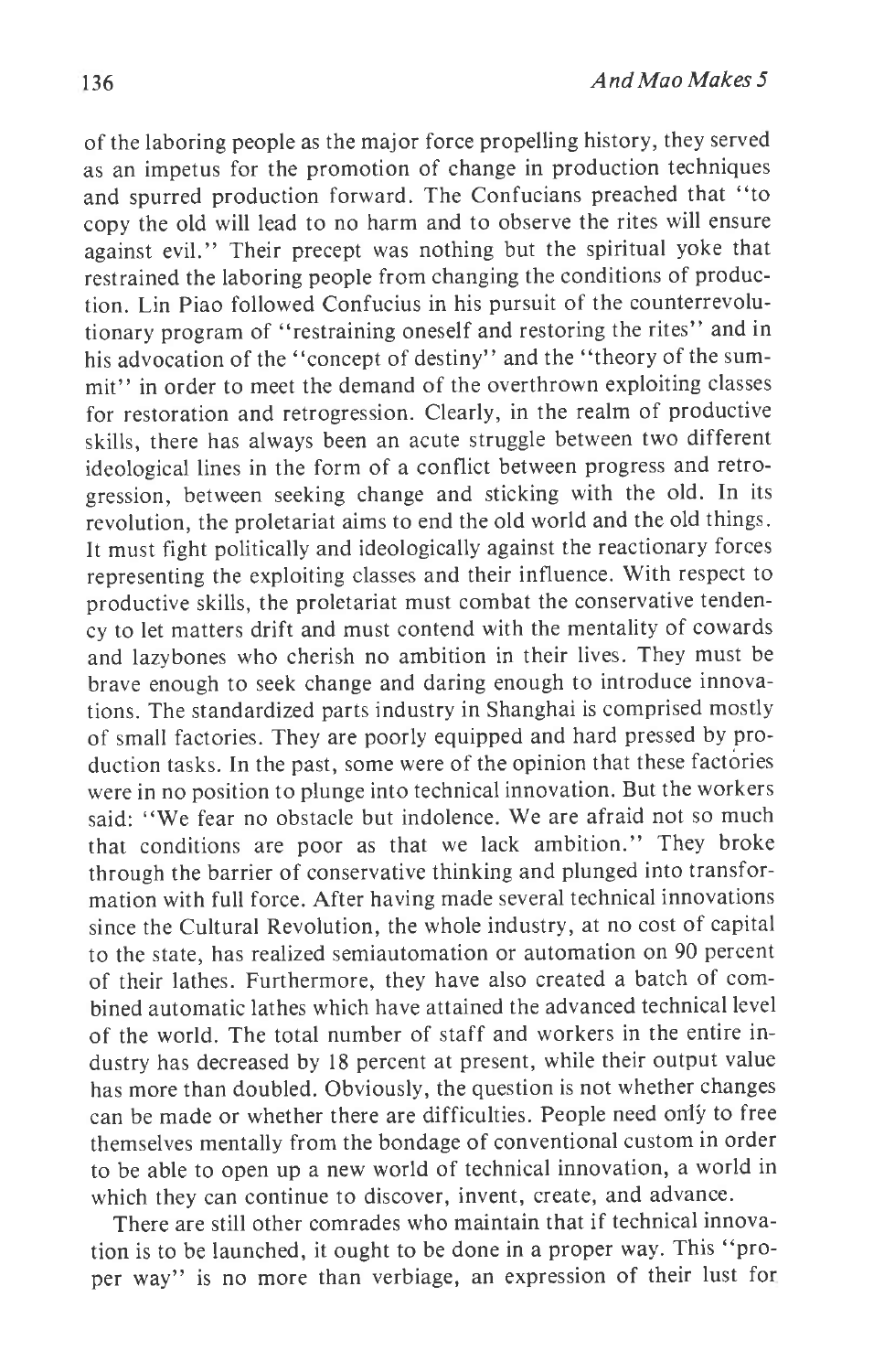of the laboring people as the major force propelling history, they served as an impetus for the promotion of change in production techniques and spurred production forward. The Confucians preached that "to copy the old will lead to no harm and to observe the rites will ensure against evil." Their precept was nothing but the spiritual yoke that restrained the laboring people from changing the conditions of production. Lin Piao followed Confucius in his pursuit of the counterrevolutionary program of "restraining oneself and restoring the rites" and in his advocation of the "concept of destiny" and the "theory of the summit" in order to meet the demand of the overthrown exploiting classes for restoration and retrogression. Clearly, in the realm of productive skills, there has always been an acute struggle between two different ideological lines in the form of a conflict between progress and retrogression, between seeking change and sticking with the old. In its revolution, the proletariat aims to end the old world and the old things. It must fight politically and ideologically against the reactionary forces representing the exploiting classes and their influence. With respect to productive skills, the proletariat must combat the conservative tendency to let matters drift and must contend with the mentality of cowards and lazybones who cherish no ambition in their lives. They must be brave enough to seek change and daring enough to introduce innovations. The standardized parts industry in Shanghai is comprised mostly of small factories. They are poorly equipped and hard pressed by production tasks. In the past, some were of the opinion that these factories were in no position to plunge into technical innovation. But the workers said: "We fear no obstacle but indolence. We are afraid not so much that conditions are poor as that we lack ambition." They broke through the barrier of conservative thinking and plunged into transformation with full force. After having made several technical innovations since the Cultural Revolution, the whole industry, at no cost of capital to the state, has realized semiautomation or automation on 90 percent of their lathes. Furthermore, they have also created a batch of combined automatic lathes which have attained the advanced technical level of the world. The total number of staff and workers in the entire industry has decreased by 18 percent at present, while their output value has more than doubled. Obviously, the question is not whether changes can be made or whether there are difficulties. People need only to free themselves mentally from the bondage of conventional custom in order to be able to open up a new world of technical innovation, a world in which they can continue to discover, invent, create, and advance.

There are still other comrades who maintain that if technical innovation is to be launched, it ought to be done in a proper way. This "proper way" is no more than verbiage, an expression of their lust for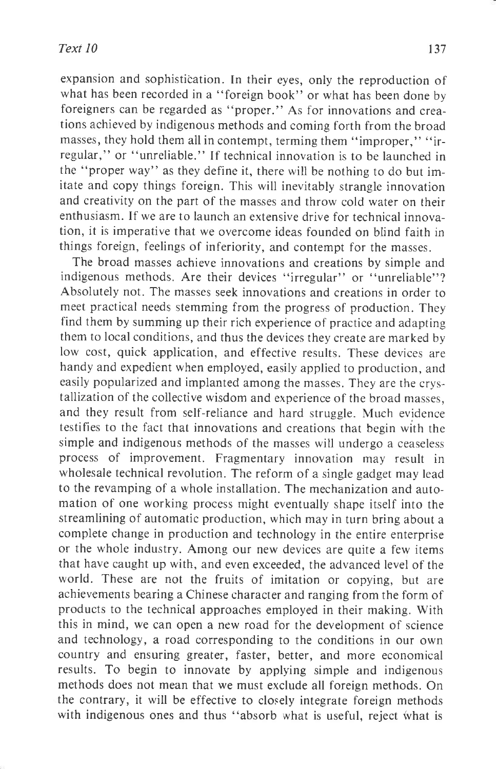expansion and sophistication. In their eyes, only the reproduction of what has been recorded in a "foreign book" or what has been done by foreigners can be regarded as "proper." As for innovations and creations achieved by indigenous methods and coming forth from the broad masses, they hold them all in contempt, terming them "improper," "irregular," or "unreliable." If technical innovation is to be launched in the "proper way" as they define it, there will be nothing to do but imitate and copy things foreign. This will inevitably strangle innovation and creativity on the part of the masses and throw cold water on their enthusiasm. If we are to launch an extensive drive for technical innovation, it is imperative that we overcome ideas founded on blind faith in things foreign, feelings of inferiority, and contempt for the masses.

The broad masses achieve innovations and creations by simple and indigenous methods. Are their devices "irregular" or "unreliable"? Absolutely not. The masses seek innovations and creations in order to meet practical needs stemming from the progress of production. They find them by summing up their rich experience of practice and adapting them to local conditions, and thus the devices they create are marked by low cost, quick application, and effective results. These devices are handy and expedient when employed, easily applied to production, and easily popularized and implanted among the masses. They are the crystallization of the collective wisdom and experience of the broad masses, and they result from self-reliance and hard struggle. Much evidence testifies to the fact that innovations and creations that begin with the simple and indigenous methods of the masses will undergo a ceaseless process of improvement. Fragmentary innovation may result in wholesale technical revolution. The reform of a single gadget may lead to the revamping of a whole installation. The mechanization and automation of one working process might eventually shape itself into the streamlining of automatic production, which may in turn bring about a complete change in production and technology in the entire enterprise or the whole industry. Among our new devices are quite a few items that have caught up with, and even exceeded, the advanced level of the world. These are not the fruits of imitation or copying, but are achievements bearing a Chinese character and ranging from the form of products to the technical approaches employed in their making. With this in mind, we can open a new road for the development of science and technology, a road corresponding to the conditions in our own country and ensuring greater, faster, better, and more economical results. To begin to innovate by applying simple and indigenous methods does not mean that we must exclude all foreign methods. On the contrary, it will be effective to closely integrate foreign methods with indigenous ones and thus "absorb what is useful, reject what is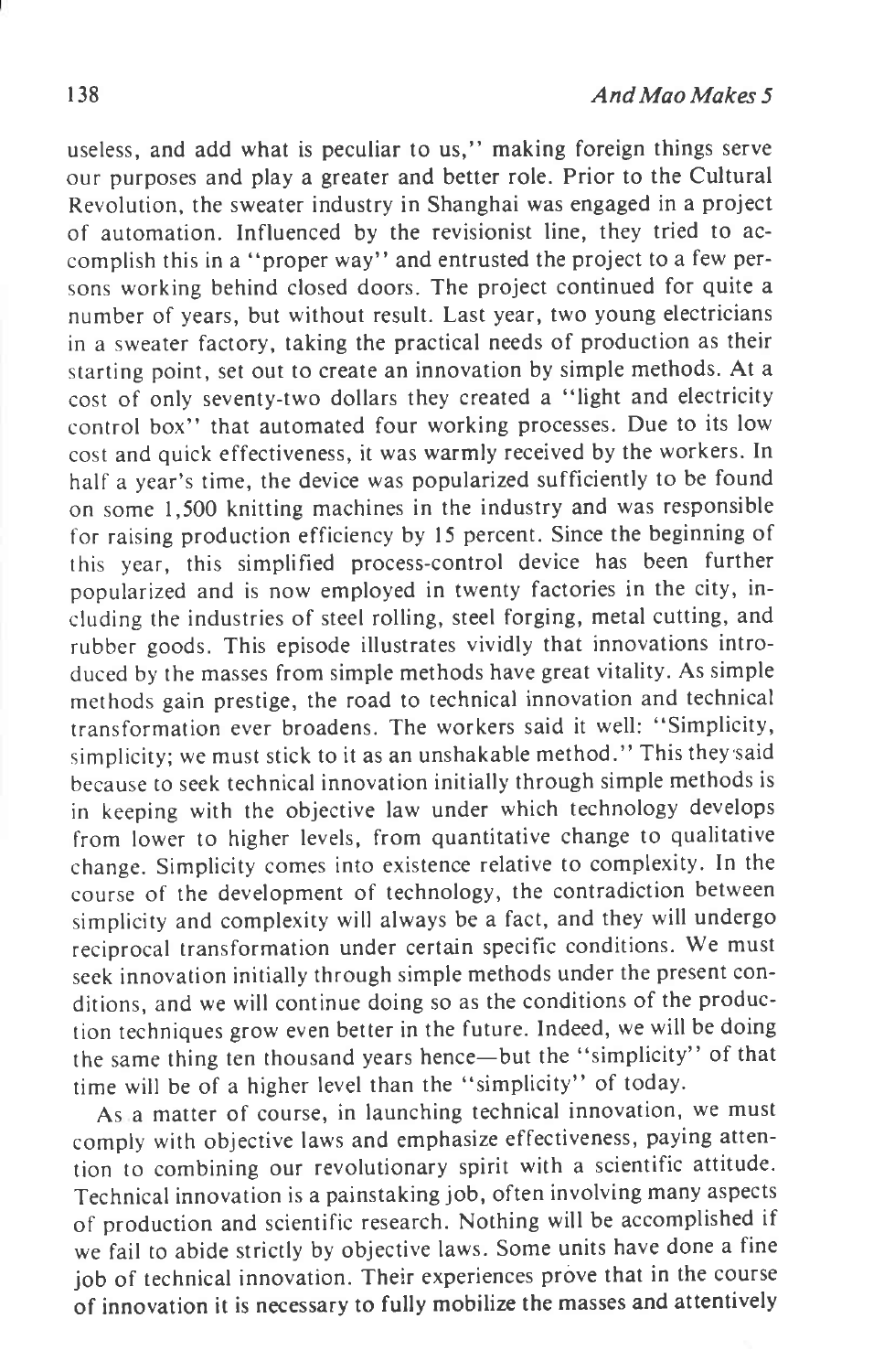useless, and add what is peculiar to us," making foreign things serve our purposes and play a greater and better role. Prior to the Cultural Revolution, the sweater industry in Shanghai was engaged in a project of automation. Influenced by the revisionist line, they tried to accomplish this in a "proper way" and entrusted the project to a few persons working behind closed doors. The project continued for quite a number of years, but without result. Last year, two young electricians in a sweater factory, taking the practical needs of production as their starting point, set out to create an innovation by simple methods. At a cost of only seventy-two dollars they created a "light and electricity control box" that automated four working processes. Due to its low cost and quick effectiveness, it was warmly received by the workers. In half a year's time, the device was popularized sufficiently to be found on some 1,500 knitting machines in the industry and was responsible for raising production efficiency by 15 percent. Since the beginning of this year, this simplified process-control device has been further popularized and is now employed in twenty factories in the city, including the industries of steel rolling, steel forging, metal cutting, and rubber goods. This episode illustrates vividly that innovations introduced by the masses from simple methods have great vitality. As simple methods gain prestige, the road to technical innovation and technical transformation ever broadens. The workers said it well: "Simplicity, simplicity; we must stick to it as an unshakable method." This they said because to seek technical innovation initially through simple methods is in keeping with the objective law under which technology develops from lower to higher levels, from quantitative change to qualitative change. Simplicity comes into existence relative to complexity. In the course of the development of technology, the contradiction between simplicity and complexity will always be a fact, and they will undergo reciprocal transformation under certain specific conditions. We must seek innovation initially through simple methods under the present conditions, and we will continue doing so as the conditions of the production techniques grow even better in the future. Indeed, we will be doing the same thing ten thousand years hence—but the "simplicity" of that time will be of a higher level than the "simplicity" of today.

As a matter of course, in launching technical innovation, we must comply with objective laws and emphasize effectiveness, paying attention to combining our revolutionary spirit with a scientific attitude. Technical innovation is a painstaking job, often involving many aspects of production and scientific research. Nothing will be accomplished if we fail to abide strictly by objective laws. Some units have done a fine job of technical innovation. Their experiences prove that in the course of innovation it is necessary to fully mobilize the masses and attentively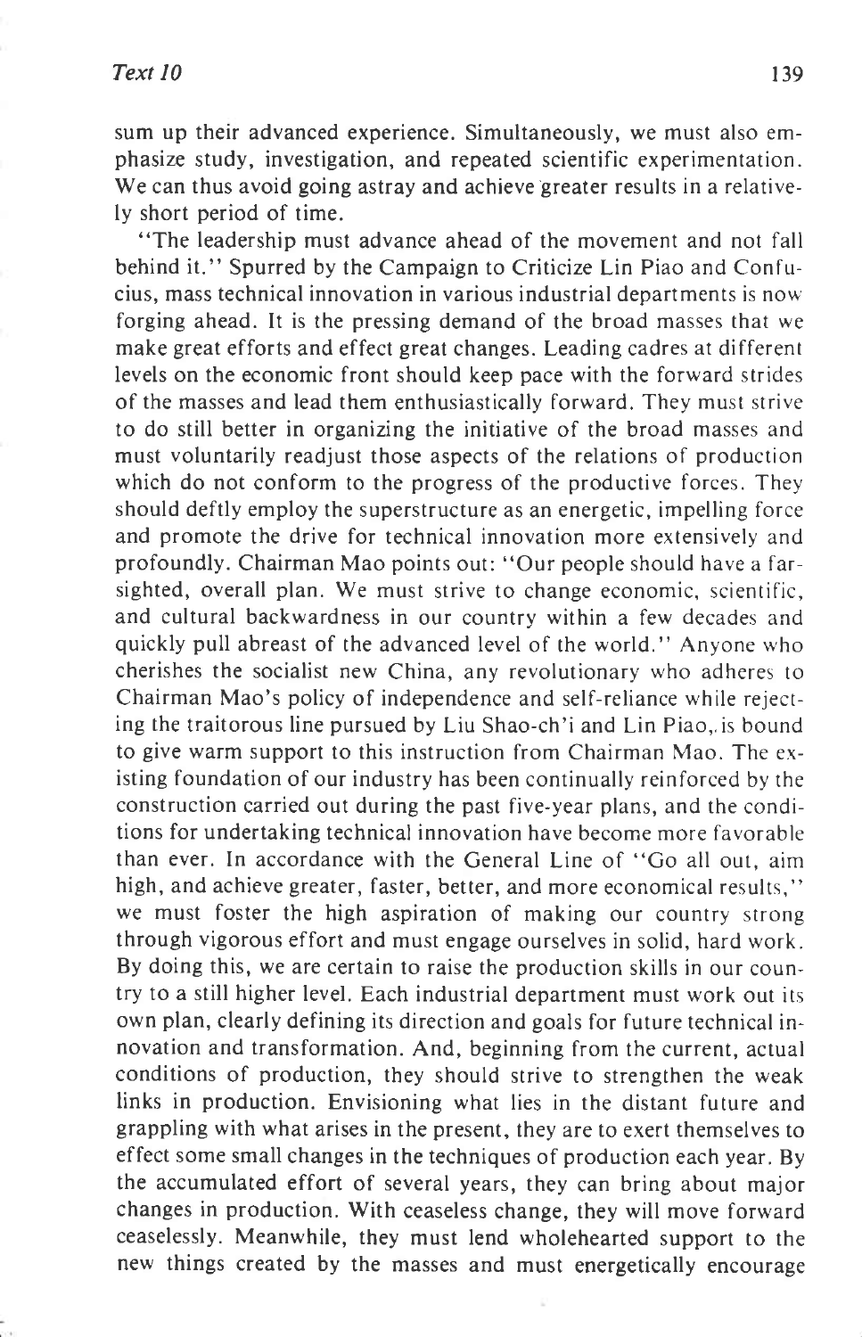sum up their advanced experience. Simultaneously, we must also emphasize study, investigation, and repeated scientific experimentation. We can thus avoid going astray and achieve greater results in a relatively short period of time.

"The leadership must advance ahead of the movement and not fall behind it." Spurred by the Campaign to Criticize Lin Piao and Confucius, mass technical innovation in various industrial departments is now forging ahead. It is the pressing demand of the broad masses that we make great efforts and effect great changes. Leading cadres at different levels on the economic front should keep pace with the forward strides of the masses and lead them enthusiastically forward. They must strive to do still better in organizing the initiative of the broad masses and must voluntarily readjust those aspects of the relations of production which do not conform to the progress of the productive forces. They should deftly employ the superstructure as an energetic, impelling force and promote the drive for technical innovation more extensively and profoundly. Chairman Mao points out: "Our people should have a far-sighted, overall plan. We must strive to change economic, scientific, and cultural backwardness in our country within a few decades and quickly pull abreast of the advanced level of the world." Anyone who cherishes the socialist new China, any revolutionary who adheres to Chairman Mao's policy of independence and self-reliance while rejecting the traitorous line pursued by Liu Shao-ch'i and Lin Piao, is bound to give warm support to this instruction from Chairman Mao. The existing foundation of our industry has been continually reinforced by the construction carried out during the past five-year plans, and the conditions for undertaking technical innovation have become more favorable than ever. In accordance with the General Line of "Go all out, aim high, and achieve greater, faster, better, and more economical results," we must foster the high aspiration of making our country strong through vigorous effort and must engage ourselves in solid, hard work. By doing this, we are certain to raise the production skills in our country to a still higher level. Each industrial department must work out its own plan, clearly defining its direction and goals for future technical innovation and transformation. And, beginning from the current, actual conditions of production, they should strive to strengthen the weak links in production. Envisioning what lies in the distant future and grappling with what arises in the present, they are to exert themselves to effect some small changes in the techniques of production each year. By the accumulated effort of several years, they can bring about major changes in production. With ceaseless change, they will move forward ceaselessly. Meanwhile, they must lend wholehearted support to the new things created by the masses and must energetically encourage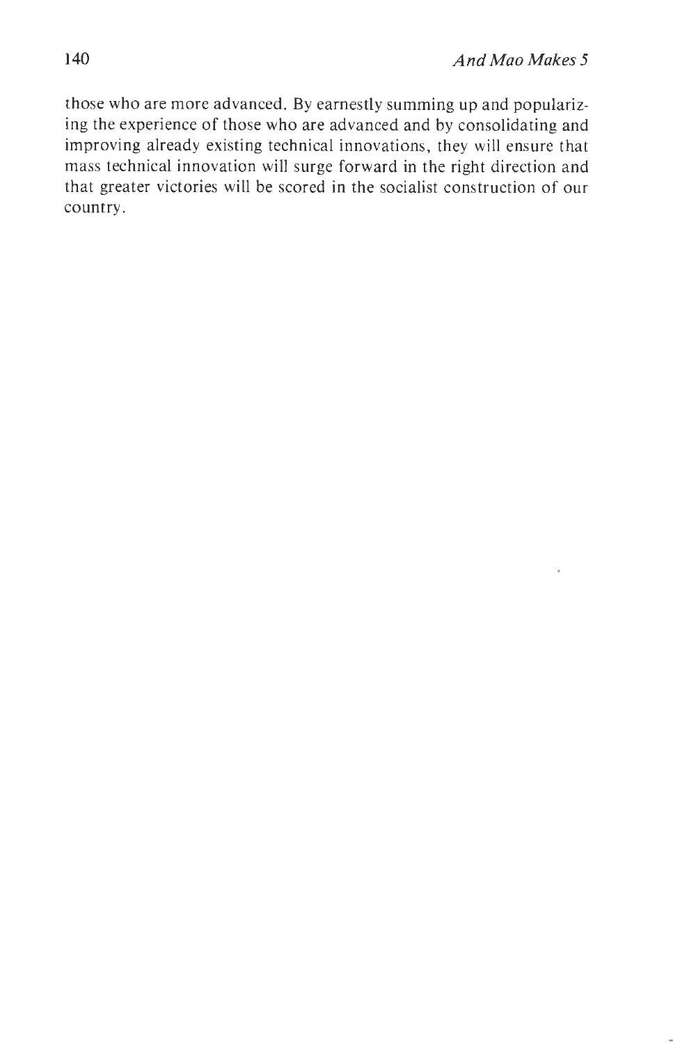those who are more advanced. By earnestly summing up and popularizing the experience of those who are advanced and by consolidating and improving already existing technical innovations, they will ensure that mass technical innovation will surge forward in the right direction and that greater victories will be scored in the socialist construction of our country.